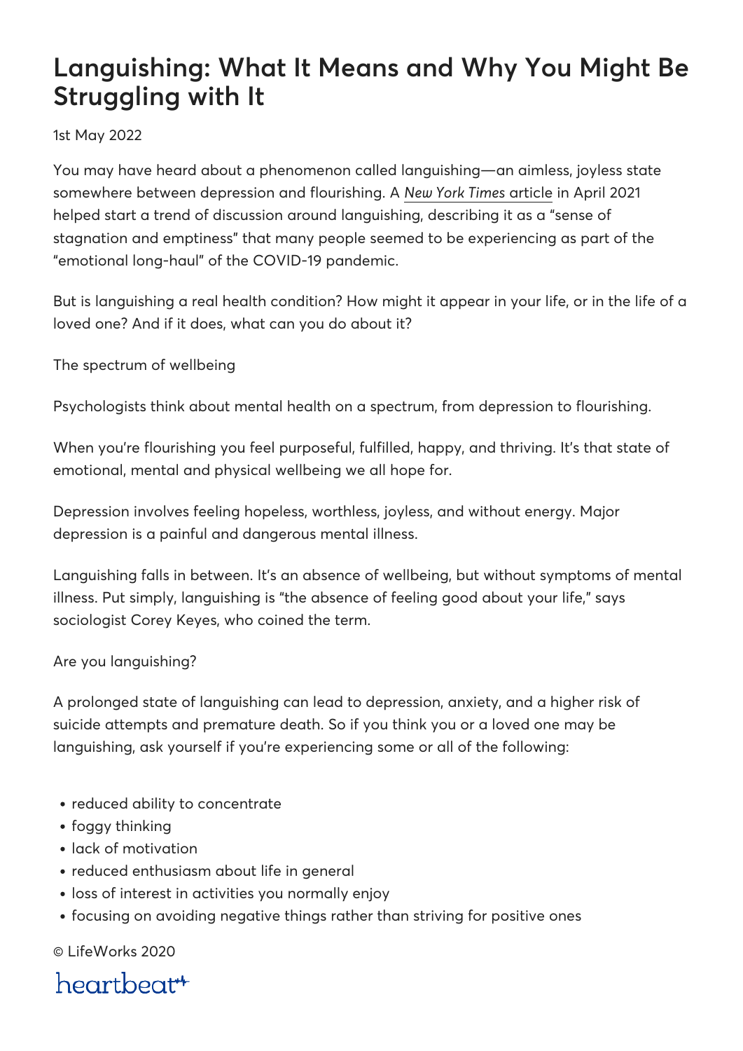# Languishing: What It Means and Why You Might Be Struggling with It

1st May 2022

You may have heard about a phenomenon called languishing—an aimless, joyless state somewhere between depression and flourishing. A *New York Times* article in April 2021 helped start a trend of discussion around languishing, describing it as a "sense of stagnation and emptiness" that many people seemed to be experiencing as part of the "emotional long-haul" of the COVID-19 pandemic.

But is languishing a real health condition? How might it appear in your life, or in the life of a loved one? And if it does, what can you do about it?

## The spectrum of wellbeing

Psychologists think about mental health on a spectrum, from depression to flourishing.

When you're flourishing you feel purposeful, fulfilled, happy, and thriving. It's that state of emotional, mental and physical wellbeing we all hope for.

Depression involves feeling hopeless, worthless, joyless, and without energy. Major depression is a painful and dangerous mental illness.

Languishing falls in between. It's an absence of wellbeing, but without symptoms of mental illness. Put simply, languishing is "the absence of feeling good about your life," says sociologist Corey Keyes, who coined the term.

## Are you languishing?

A prolonged state of languishing can lead to depression, anxiety, and a higher risk of suicide attempts and premature death. So if you think you or a loved one may be languishing, ask yourself if you're experiencing some or all of the following:

- reduced ability to concentrate
- foggy thinking
- lack of motivation
- reduced enthusiasm about life in general
- loss of interest in activities you normally enjoy
- focusing on avoiding negative things rather than striving for positive ones

© LifeWorks 2020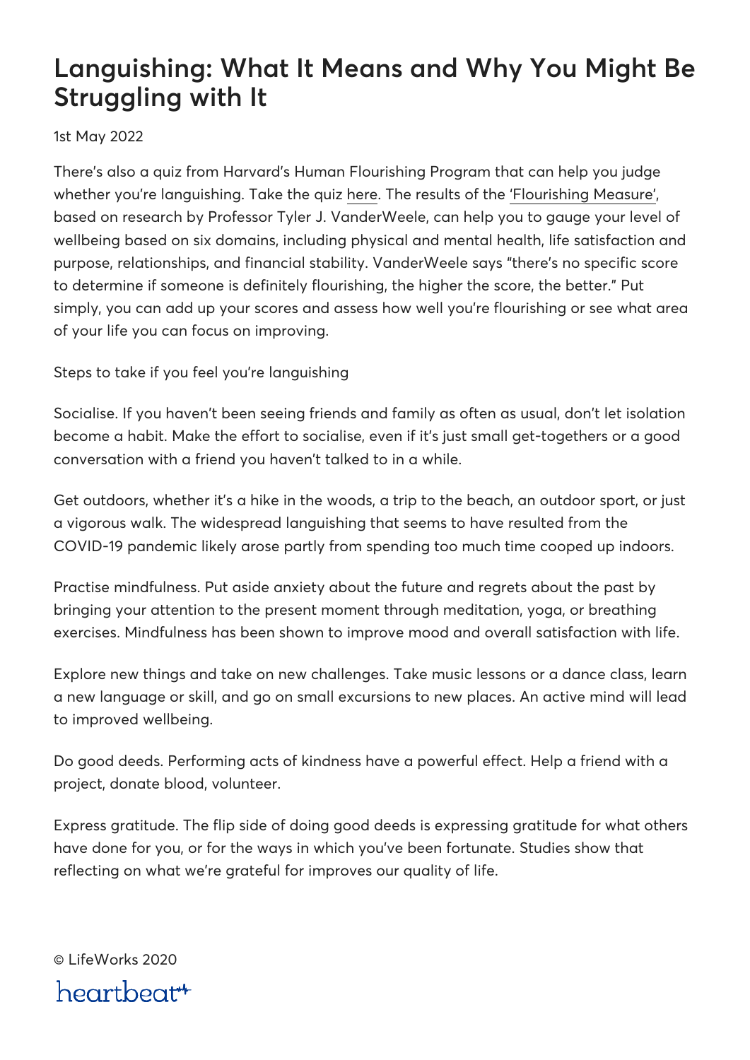There's also a quiz from Harvard's Human Flourishing Program that can help you judge whether you're languishing. Take the quiz here. The results of the 'Flourishing Measure', based on research by Professor Tyler J. VanderWeele, can help you to gauge your level of wellbeing based on six domains, including physical and mental health, life satisfaction and purpose, relationships, and financial stability. VanderWeele says "there's no specific score to determine if someone is definitely flourishing, the higher the score, the better." Put simply, you can add up your scores and assess how well you're flourishing or see what area of your life you can focus on improving.

Steps to take if you feel you're languishing

Socialise. If you haven't been seeing friends and family as often as usual, don't let isolation become a habit. Make the effort to socialise, even if it's just small get-togethers or a good conversation with a friend you haven't talked to in a while.

Get outdoors, whether it's a hike in the woods, a trip to the beach, an outdoor sport, or just a vigorous walk. The widespread languishing that seems to have resulted from the COVID-19 pandemic likely arose partly from spending too much time cooped up indoors.

Practise mindfulness. Put aside anxiety about the future and regrets about the past by bringing your attention to the present moment through meditation, yoga, or breathing exercises. Mindfulness has been shown to improve mood and overall satisfaction with life.

Explore new things and take on new challenges. Take music lessons or a dance class, learn a new language or skill, and go on small excursions to new places. An active mind will lead to improved wellbeing.

Do good deeds. Performing acts of kindness have a powerful effect. Help a friend with a project, donate blood, volunteer.

Express gratitude. The flip side of doing good deeds is expressing gratitude for what others have done for you, or for the ways in which you've been fortunate. Studies show that reflecting on what we're grateful for improves our quality of life.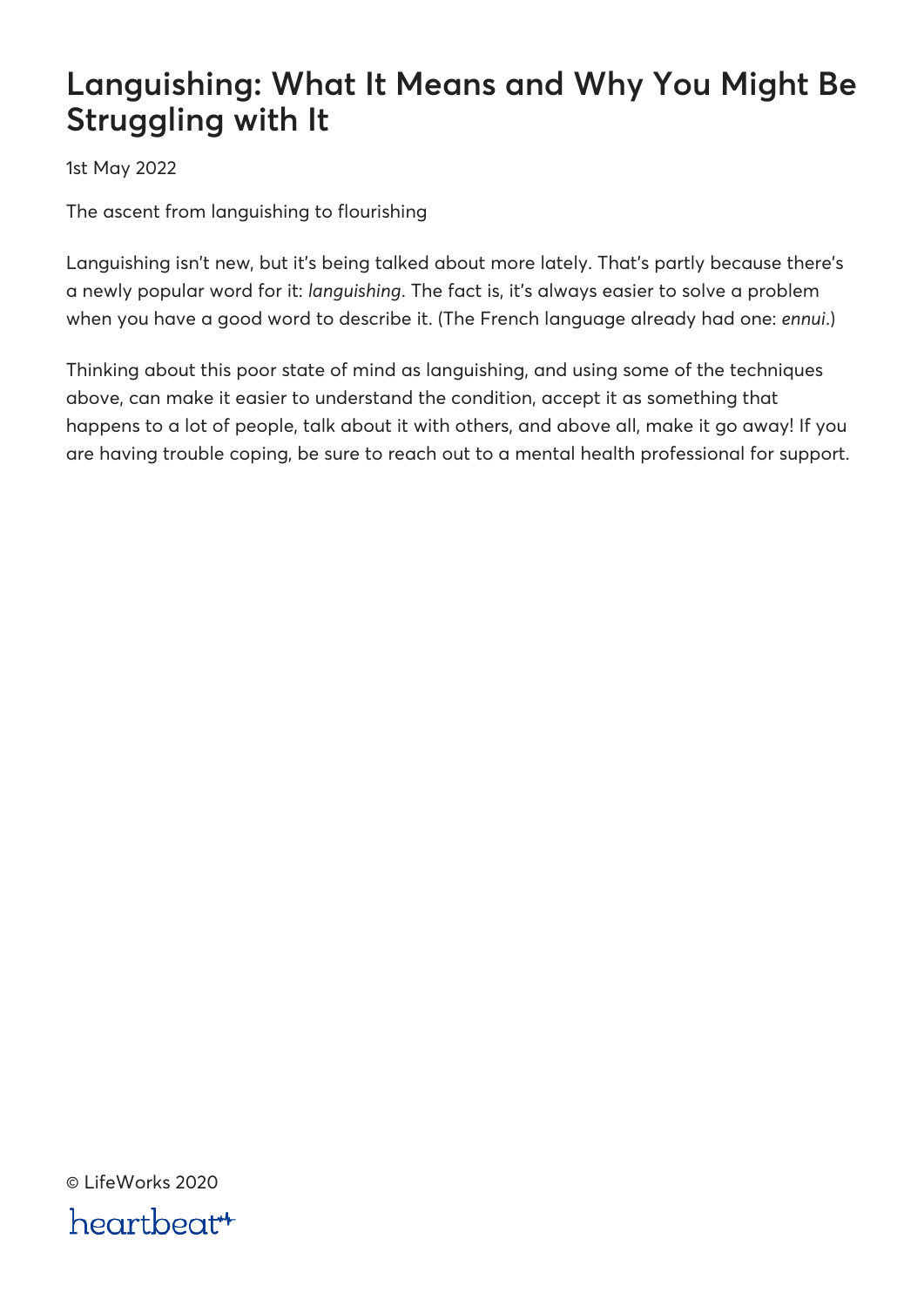# Languishing: What It Means and Why You Might Be Struggling with It

1st May 2022

The ascent from languishing to flourishing

Languishing isn't new, but it's being talked about more lately. That's partly because there's a newly popular word for it: *languishing*. The fact is, it's always easier to solve a problem when you have a good word to describe it. (The French language already had one: *ennui*.)

Thinking about this poor state of mind as languishing, and using some of the techniques above, can make it easier to understand the condition, accept it as something that happens to a lot of people, talk about it with others, and above all, make it go away! If you are having trouble coping, be sure to reach out to a mental health professional for support.

© LifeWorks 2020

heartbeat